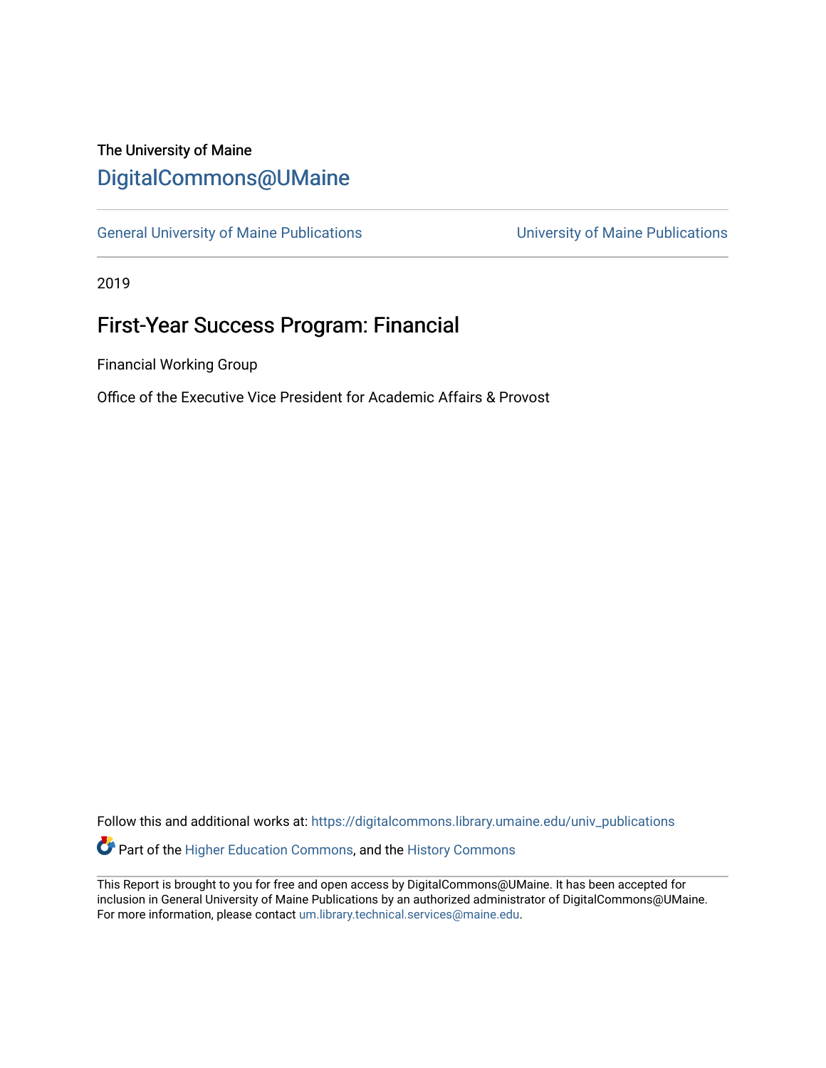The University of Maine

# DigitalCommons@UMaine

General University of Maine Publications | University of Maine Publications

2019

## First-Year Success Program: Financial

Financial Working Group

Office of the Executive Vice President for Academic Affairs & Provost

Follow this and additional works at: https://digitalcommons.library.umaine.edu/univ_publications

Part of the Higher Education Commons, and the History Commons

This Report is brought to you for free and open access by DigitalCommons@UMaine. It has been accepted for inclusion in General University of Maine Publications by an authorized administrator of DigitalCommons@UMaine. For more information, please contact um.library.technical.services@maine.edu.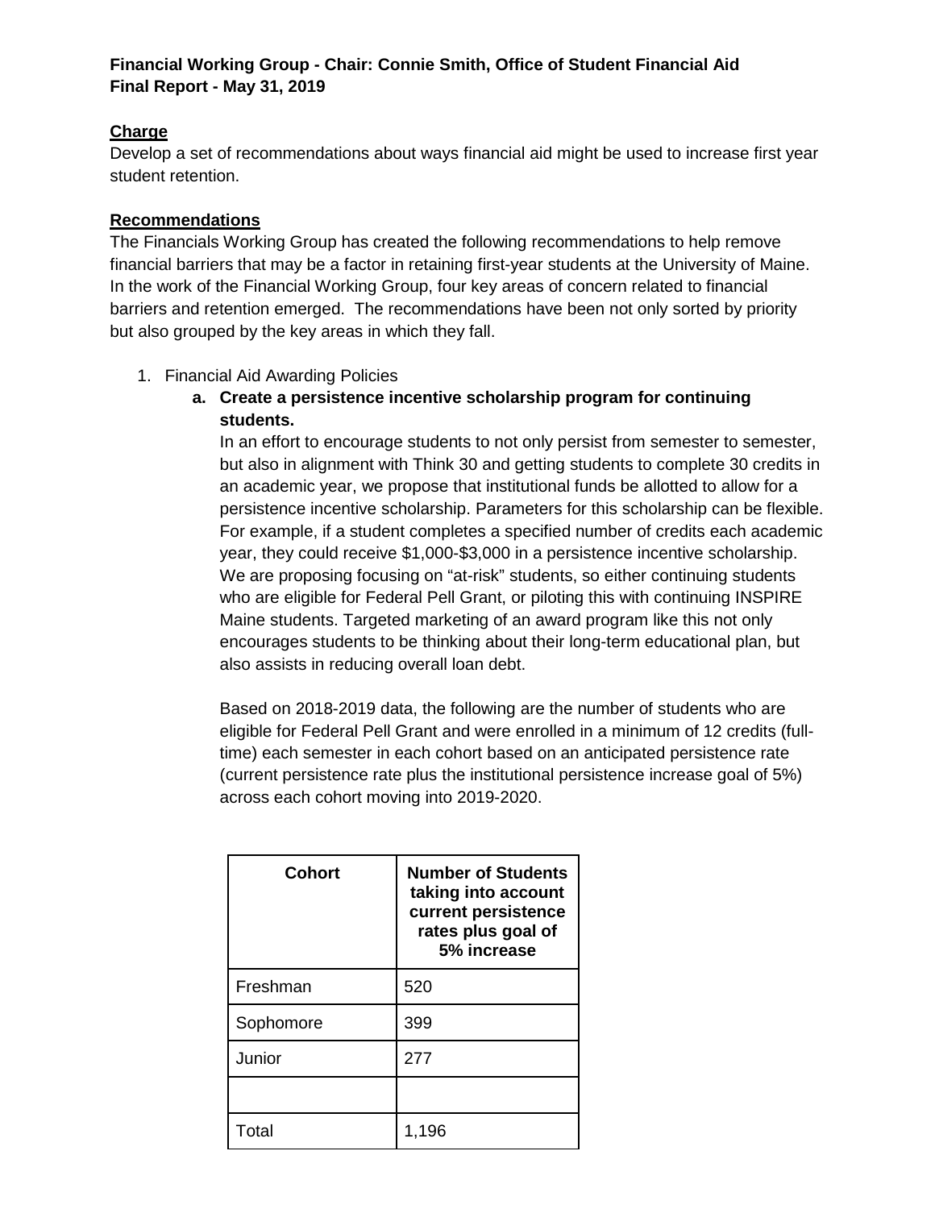**Financial Working Group - Chair: Connie Smith, Office of Student Financial Aid**
**Final Report - May 31, 2019**

**Charge**

Develop a set of recommendations about ways financial aid might be used to increase first year student retention.

**Recommendations**

The Financials Working Group has created the following recommendations to help remove financial barriers that may be a factor in retaining first-year students at the University of Maine. In the work of the Financial Working Group, four key areas of concern related to financial barriers and retention emerged. The recommendations have been not only sorted by priority but also grouped by the key areas in which they fall.

1. Financial Aid Awarding Policies
   a. **Create a persistence incentive scholarship program for continuing students.**

      In an effort to encourage students to not only persist from semester to semester, but also in alignment with Think 30 and getting students to complete 30 credits in an academic year, we propose that institutional funds be allotted to allow for a persistence incentive scholarship. Parameters for this scholarship can be flexible. For example, if a student completes a specified number of credits each academic year, they could receive $1,000-$3,000 in a persistence incentive scholarship. We are proposing focusing on "at-risk" students, so either continuing students who are eligible for Federal Pell Grant, or piloting this with continuing INSPIRE Maine students. Targeted marketing of an award program like this not only encourages students to be thinking about their long-term educational plan, but also assists in reducing overall loan debt.

      Based on 2018-2019 data, the following are the number of students who are eligible for Federal Pell Grant and were enrolled in a minimum of 12 credits (full-time) each semester in each cohort based on an anticipated persistence rate (current persistence rate plus the institutional persistence increase goal of 5%) across each cohort moving into 2019-2020.

| Cohort | Number of Students taking into account current persistence rates plus goal of 5% increase |
|---|---|
| Freshman | 520 |
| Sophomore | 399 |
| Junior | 277 |
| | |
| Total | 1,196 |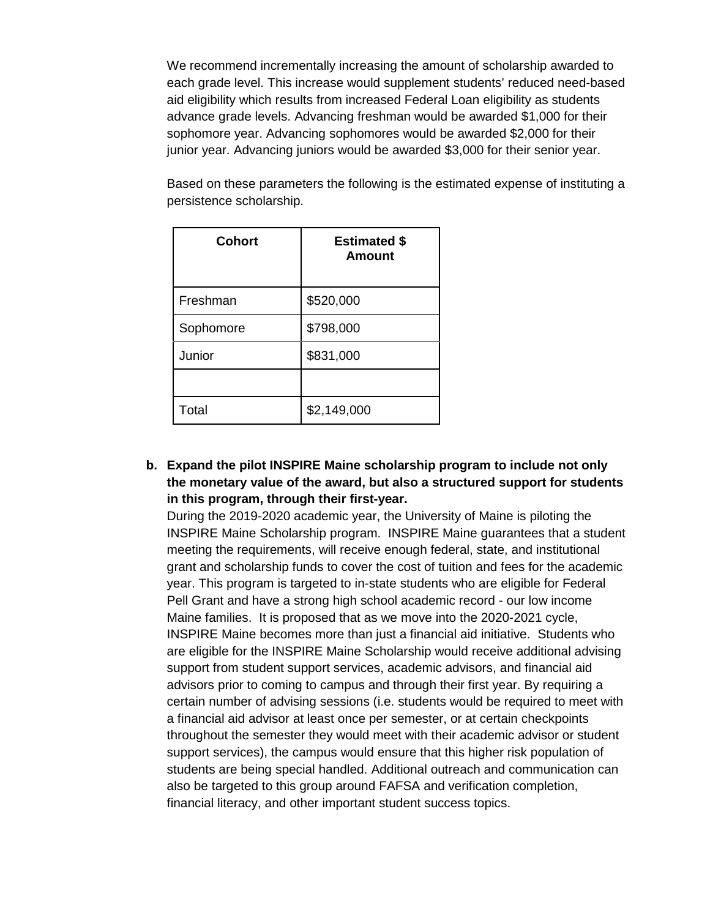We recommend incrementally increasing the amount of scholarship awarded to each grade level. This increase would supplement students' reduced need-based aid eligibility which results from increased Federal Loan eligibility as students advance grade levels. Advancing freshman would be awarded $1,000 for their sophomore year. Advancing sophomores would be awarded $2,000 for their junior year. Advancing juniors would be awarded $3,000 for their senior year.

Based on these parameters the following is the estimated expense of instituting a persistence scholarship.

| Cohort | Estimated $ Amount |
|---|---|
| Freshman | $520,000 |
| Sophomore | $798,000 |
| Junior | $831,000 |
| | |
| Total | $2,149,000 |

**b. Expand the pilot INSPIRE Maine scholarship program to include not only the monetary value of the award, but also a structured support for students in this program, through their first-year.**

During the 2019-2020 academic year, the University of Maine is piloting the INSPIRE Maine Scholarship program. INSPIRE Maine guarantees that a student meeting the requirements, will receive enough federal, state, and institutional grant and scholarship funds to cover the cost of tuition and fees for the academic year. This program is targeted to in-state students who are eligible for Federal Pell Grant and have a strong high school academic record - our low income Maine families. It is proposed that as we move into the 2020-2021 cycle, INSPIRE Maine becomes more than just a financial aid initiative. Students who are eligible for the INSPIRE Maine Scholarship would receive additional advising support from student support services, academic advisors, and financial aid advisors prior to coming to campus and through their first year. By requiring a certain number of advising sessions (i.e. students would be required to meet with a financial aid advisor at least once per semester, or at certain checkpoints throughout the semester they would meet with their academic advisor or student support services), the campus would ensure that this higher risk population of students are being special handled. Additional outreach and communication can also be targeted to this group around FAFSA and verification completion, financial literacy, and other important student success topics.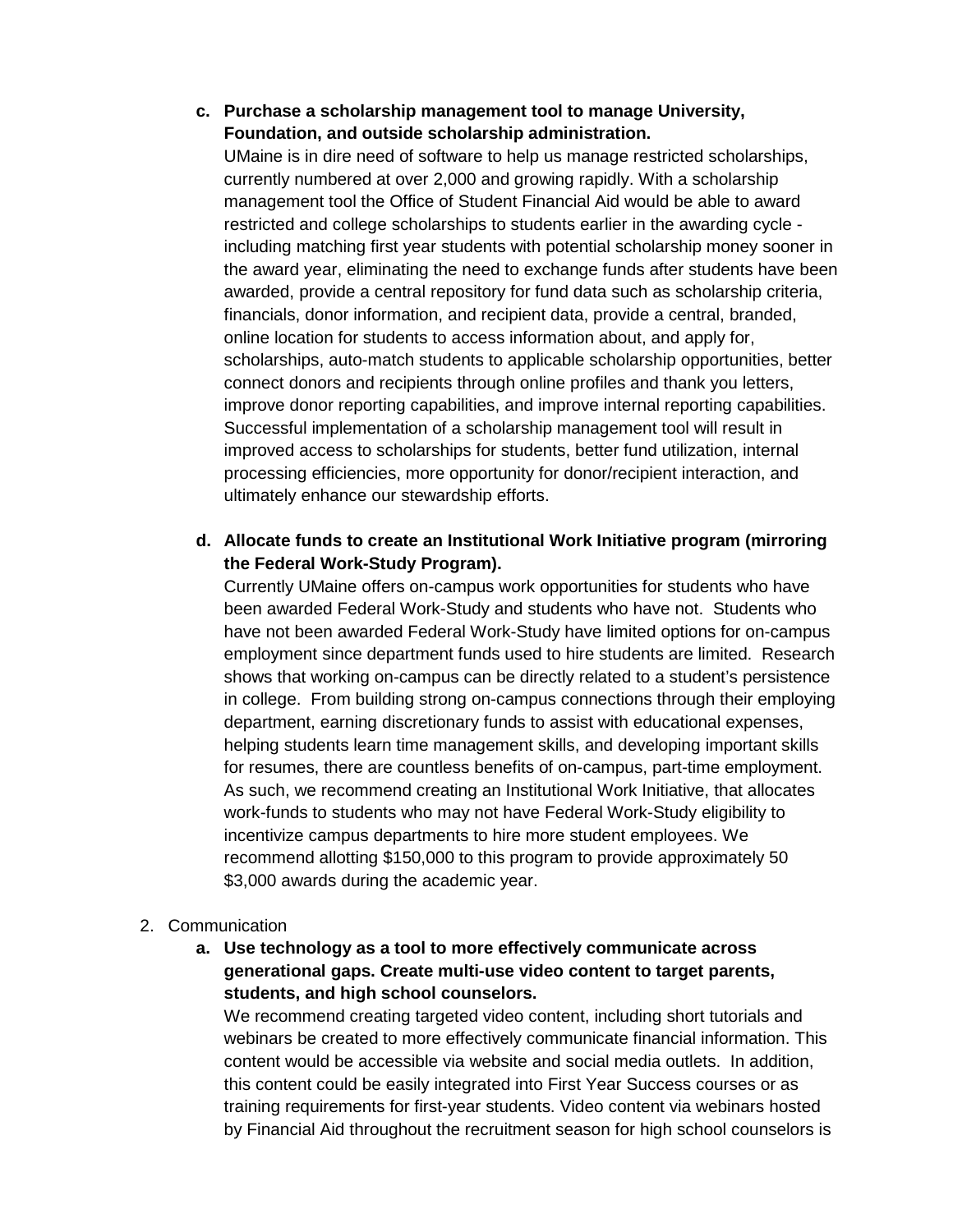c. **Purchase a scholarship management tool to manage University, Foundation, and outside scholarship administration.**
   UMaine is in dire need of software to help us manage restricted scholarships, currently numbered at over 2,000 and growing rapidly. With a scholarship management tool the Office of Student Financial Aid would be able to award restricted and college scholarships to students earlier in the awarding cycle - including matching first year students with potential scholarship money sooner in the award year, eliminating the need to exchange funds after students have been awarded, provide a central repository for fund data such as scholarship criteria, financials, donor information, and recipient data, provide a central, branded, online location for students to access information about, and apply for, scholarships, auto-match students to applicable scholarship opportunities, better connect donors and recipients through online profiles and thank you letters, improve donor reporting capabilities, and improve internal reporting capabilities. Successful implementation of a scholarship management tool will result in improved access to scholarships for students, better fund utilization, internal processing efficiencies, more opportunity for donor/recipient interaction, and ultimately enhance our stewardship efforts.

d. **Allocate funds to create an Institutional Work Initiative program (mirroring the Federal Work-Study Program).**
   Currently UMaine offers on-campus work opportunities for students who have been awarded Federal Work-Study and students who have not. Students who have not been awarded Federal Work-Study have limited options for on-campus employment since department funds used to hire students are limited. Research shows that working on-campus can be directly related to a student's persistence in college. From building strong on-campus connections through their employing department, earning discretionary funds to assist with educational expenses, helping students learn time management skills, and developing important skills for resumes, there are countless benefits of on-campus, part-time employment. As such, we recommend creating an Institutional Work Initiative, that allocates work-funds to students who may not have Federal Work-Study eligibility to incentivize campus departments to hire more student employees. We recommend allotting $150,000 to this program to provide approximately 50 $3,000 awards during the academic year.

2. Communication
   a. **Use technology as a tool to more effectively communicate across generational gaps. Create multi-use video content to target parents, students, and high school counselors.**
      We recommend creating targeted video content, including short tutorials and webinars be created to more effectively communicate financial information. This content would be accessible via website and social media outlets. In addition, this content could be easily integrated into First Year Success courses or as training requirements for first-year students. Video content via webinars hosted by Financial Aid throughout the recruitment season for high school counselors is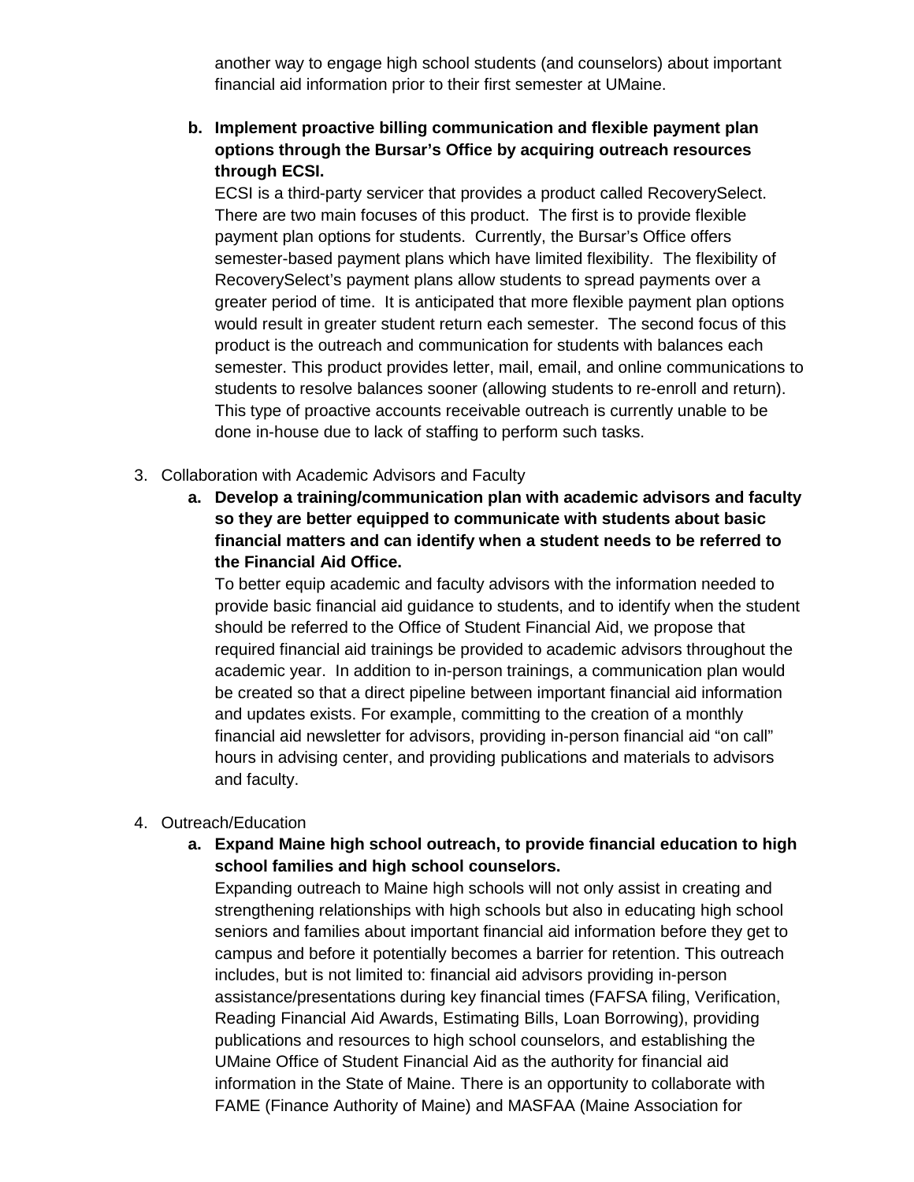another way to engage high school students (and counselors) about important financial aid information prior to their first semester at UMaine.

   b. **Implement proactive billing communication and flexible payment plan options through the Bursar's Office by acquiring outreach resources through ECSI.**

      ECSI is a third-party servicer that provides a product called RecoverySelect. There are two main focuses of this product. The first is to provide flexible payment plan options for students. Currently, the Bursar's Office offers semester-based payment plans which have limited flexibility. The flexibility of RecoverySelect's payment plans allow students to spread payments over a greater period of time. It is anticipated that more flexible payment plan options would result in greater student return each semester. The second focus of this product is the outreach and communication for students with balances each semester. This product provides letter, mail, email, and online communications to students to resolve balances sooner (allowing students to re-enroll and return). This type of proactive accounts receivable outreach is currently unable to be done in-house due to lack of staffing to perform such tasks.

3. Collaboration with Academic Advisors and Faculty

   a. **Develop a training/communication plan with academic advisors and faculty so they are better equipped to communicate with students about basic financial matters and can identify when a student needs to be referred to the Financial Aid Office.**

      To better equip academic and faculty advisors with the information needed to provide basic financial aid guidance to students, and to identify when the student should be referred to the Office of Student Financial Aid, we propose that required financial aid trainings be provided to academic advisors throughout the academic year. In addition to in-person trainings, a communication plan would be created so that a direct pipeline between important financial aid information and updates exists. For example, committing to the creation of a monthly financial aid newsletter for advisors, providing in-person financial aid "on call" hours in advising center, and providing publications and materials to advisors and faculty.

4. Outreach/Education

   a. **Expand Maine high school outreach, to provide financial education to high school families and high school counselors.**

      Expanding outreach to Maine high schools will not only assist in creating and strengthening relationships with high schools but also in educating high school seniors and families about important financial aid information before they get to campus and before it potentially becomes a barrier for retention. This outreach includes, but is not limited to: financial aid advisors providing in-person assistance/presentations during key financial times (FAFSA filing, Verification, Reading Financial Aid Awards, Estimating Bills, Loan Borrowing), providing publications and resources to high school counselors, and establishing the UMaine Office of Student Financial Aid as the authority for financial aid information in the State of Maine. There is an opportunity to collaborate with FAME (Finance Authority of Maine) and MASFAA (Maine Association for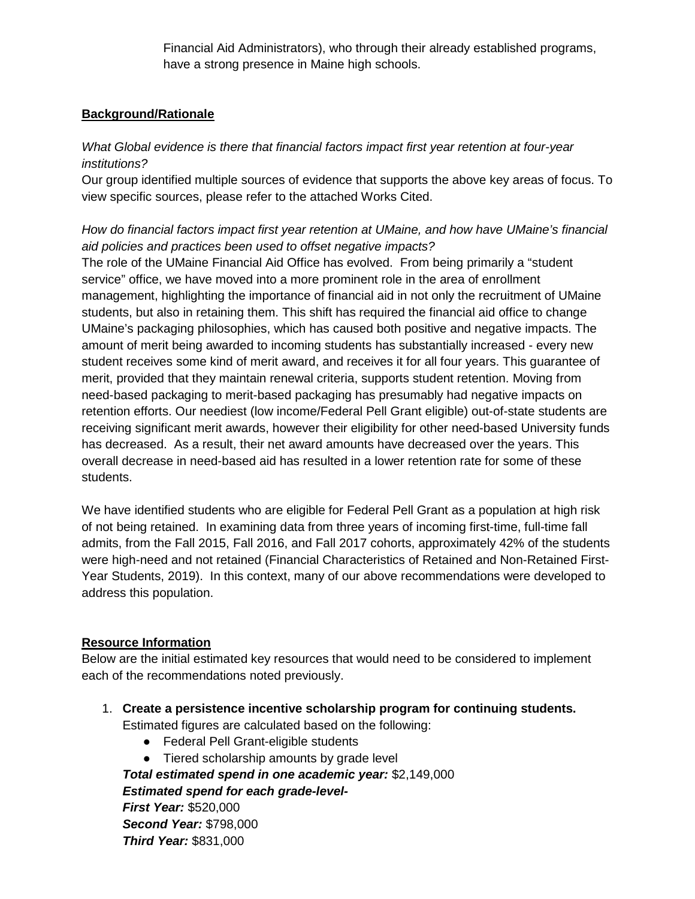Financial Aid Administrators), who through their already established programs, have a strong presence in Maine high schools.

**Background/Rationale**

*What Global evidence is there that financial factors impact first year retention at four-year institutions?*

Our group identified multiple sources of evidence that supports the above key areas of focus. To view specific sources, please refer to the attached Works Cited.

*How do financial factors impact first year retention at UMaine, and how have UMaine's financial aid policies and practices been used to offset negative impacts?*

The role of the UMaine Financial Aid Office has evolved. From being primarily a "student service" office, we have moved into a more prominent role in the area of enrollment management, highlighting the importance of financial aid in not only the recruitment of UMaine students, but also in retaining them. This shift has required the financial aid office to change UMaine's packaging philosophies, which has caused both positive and negative impacts. The amount of merit being awarded to incoming students has substantially increased - every new student receives some kind of merit award, and receives it for all four years. This guarantee of merit, provided that they maintain renewal criteria, supports student retention. Moving from need-based packaging to merit-based packaging has presumably had negative impacts on retention efforts. Our neediest (low income/Federal Pell Grant eligible) out-of-state students are receiving significant merit awards, however their eligibility for other need-based University funds has decreased. As a result, their net award amounts have decreased over the years. This overall decrease in need-based aid has resulted in a lower retention rate for some of these students.

We have identified students who are eligible for Federal Pell Grant as a population at high risk of not being retained. In examining data from three years of incoming first-time, full-time fall admits, from the Fall 2015, Fall 2016, and Fall 2017 cohorts, approximately 42% of the students were high-need and not retained (Financial Characteristics of Retained and Non-Retained First-Year Students, 2019). In this context, many of our above recommendations were developed to address this population.

**Resource Information**

Below are the initial estimated key resources that would need to be considered to implement each of the recommendations noted previously.

1. **Create a persistence incentive scholarship program for continuing students.**
   Estimated figures are calculated based on the following:
   - Federal Pell Grant-eligible students
   - Tiered scholarship amounts by grade level

   ***Total estimated spend in one academic year:*** $2,149,000
   ***Estimated spend for each grade-level-***
   ***First Year:*** $520,000
   ***Second Year:*** $798,000
   ***Third Year:*** $831,000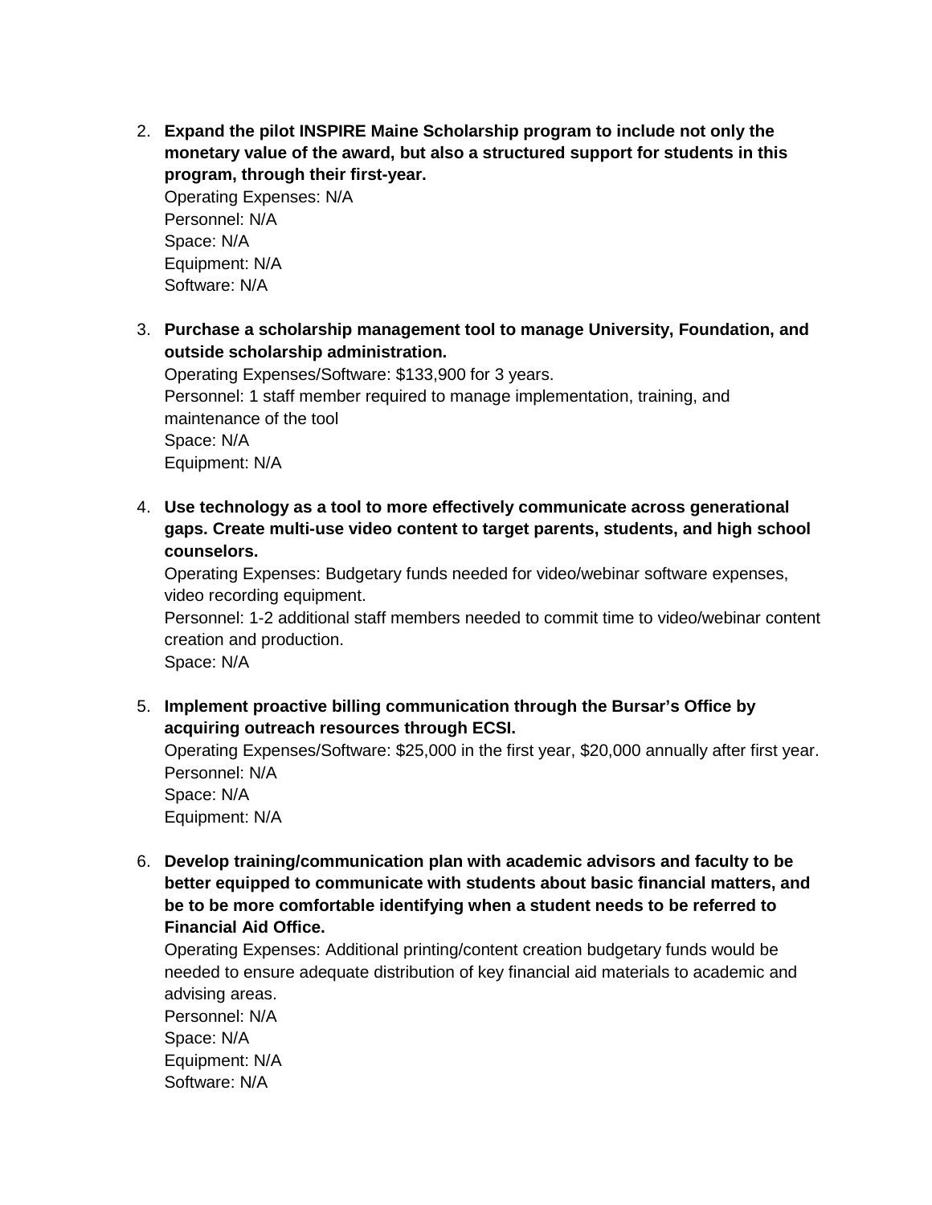2. **Expand the pilot INSPIRE Maine Scholarship program to include not only the monetary value of the award, but also a structured support for students in this program, through their first-year.**
   Operating Expenses: N/A
   Personnel: N/A
   Space: N/A
   Equipment: N/A
   Software: N/A

3. **Purchase a scholarship management tool to manage University, Foundation, and outside scholarship administration.**
   Operating Expenses/Software: $133,900 for 3 years.
   Personnel: 1 staff member required to manage implementation, training, and maintenance of the tool
   Space: N/A
   Equipment: N/A

4. **Use technology as a tool to more effectively communicate across generational gaps. Create multi-use video content to target parents, students, and high school counselors.**
   Operating Expenses: Budgetary funds needed for video/webinar software expenses, video recording equipment.
   Personnel: 1-2 additional staff members needed to commit time to video/webinar content creation and production.
   Space: N/A

5. **Implement proactive billing communication through the Bursar's Office by acquiring outreach resources through ECSI.**
   Operating Expenses/Software: $25,000 in the first year, $20,000 annually after first year.
   Personnel: N/A
   Space: N/A
   Equipment: N/A

6. **Develop training/communication plan with academic advisors and faculty to be better equipped to communicate with students about basic financial matters, and be to be more comfortable identifying when a student needs to be referred to Financial Aid Office.**
   Operating Expenses: Additional printing/content creation budgetary funds would be needed to ensure adequate distribution of key financial aid materials to academic and advising areas.
   Personnel: N/A
   Space: N/A
   Equipment: N/A
   Software: N/A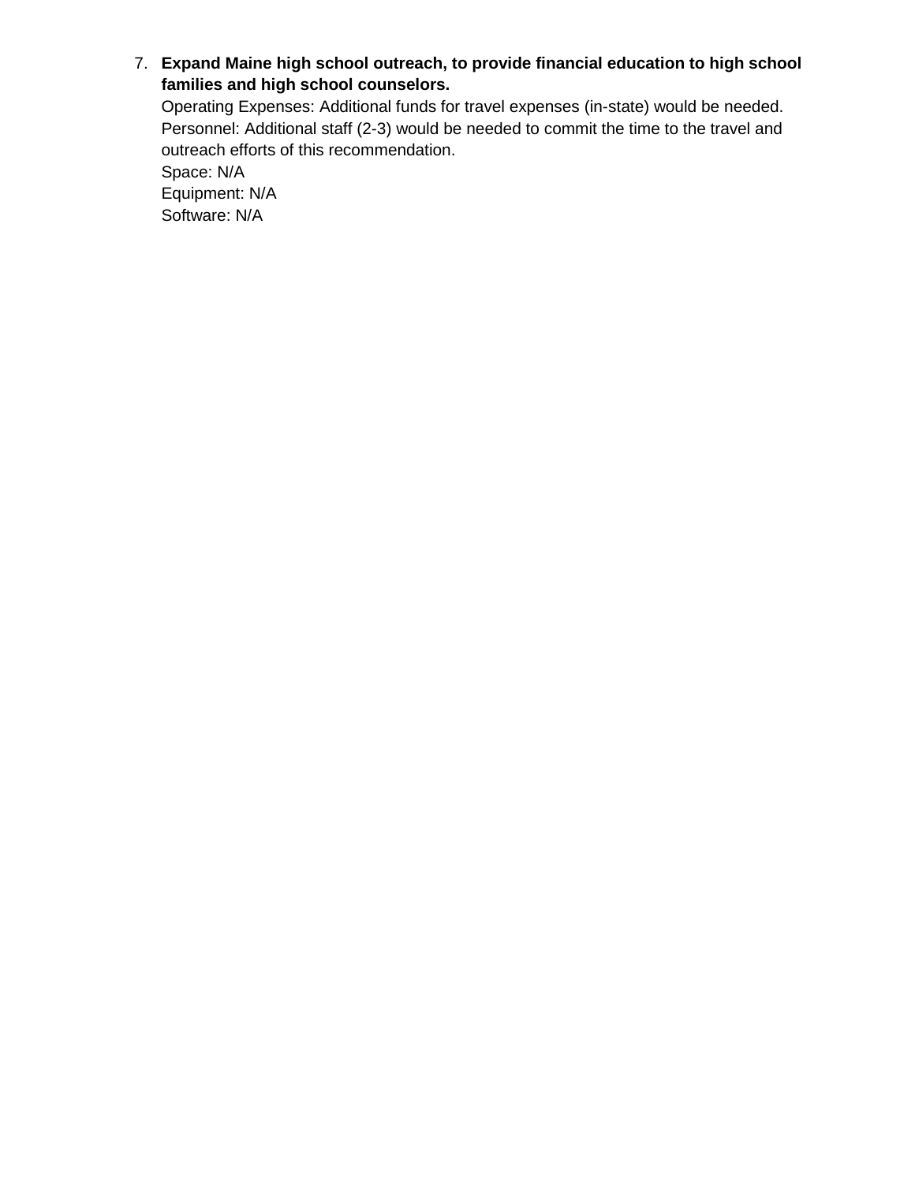7. **Expand Maine high school outreach, to provide financial education to high school families and high school counselors.**
   Operating Expenses: Additional funds for travel expenses (in-state) would be needed.
   Personnel: Additional staff (2-3) would be needed to commit the time to the travel and outreach efforts of this recommendation.
   Space: N/A
   Equipment: N/A
   Software: N/A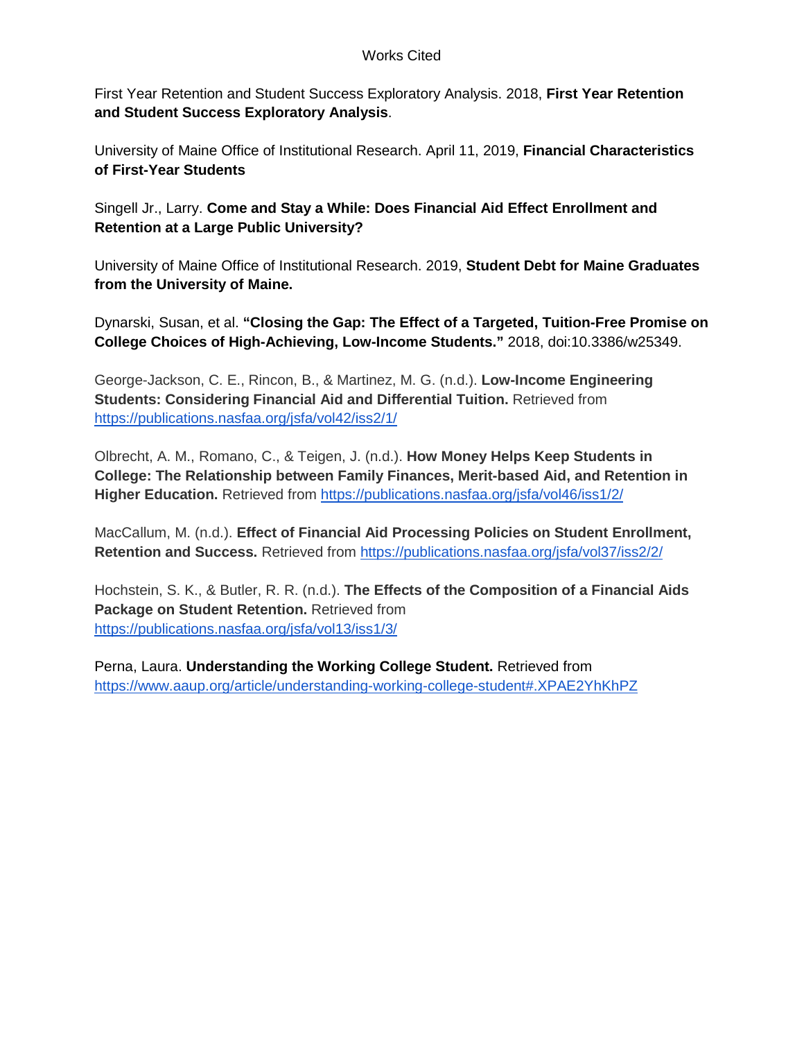# Works Cited

First Year Retention and Student Success Exploratory Analysis. 2018, **First Year Retention and Student Success Exploratory Analysis**.

University of Maine Office of Institutional Research. April 11, 2019, **Financial Characteristics of First-Year Students**

Singell Jr., Larry. **Come and Stay a While: Does Financial Aid Effect Enrollment and Retention at a Large Public University?**

University of Maine Office of Institutional Research. 2019, **Student Debt for Maine Graduates from the University of Maine.**

Dynarski, Susan, et al. **"Closing the Gap: The Effect of a Targeted, Tuition-Free Promise on College Choices of High-Achieving, Low-Income Students."** 2018, doi:10.3386/w25349.

George-Jackson, C. E., Rincon, B., & Martinez, M. G. (n.d.). **Low-Income Engineering Students: Considering Financial Aid and Differential Tuition.** Retrieved from https://publications.nasfaa.org/jsfa/vol42/iss2/1/

Olbrecht, A. M., Romano, C., & Teigen, J. (n.d.). **How Money Helps Keep Students in College: The Relationship between Family Finances, Merit-based Aid, and Retention in Higher Education.** Retrieved from https://publications.nasfaa.org/jsfa/vol46/iss1/2/

MacCallum, M. (n.d.). **Effect of Financial Aid Processing Policies on Student Enrollment, Retention and Success.** Retrieved from https://publications.nasfaa.org/jsfa/vol37/iss2/2/

Hochstein, S. K., & Butler, R. R. (n.d.). **The Effects of the Composition of a Financial Aids Package on Student Retention.** Retrieved from https://publications.nasfaa.org/jsfa/vol13/iss1/3/

Perna, Laura. **Understanding the Working College Student.** Retrieved from https://www.aaup.org/article/understanding-working-college-student#.XPAE2YhKhPZ